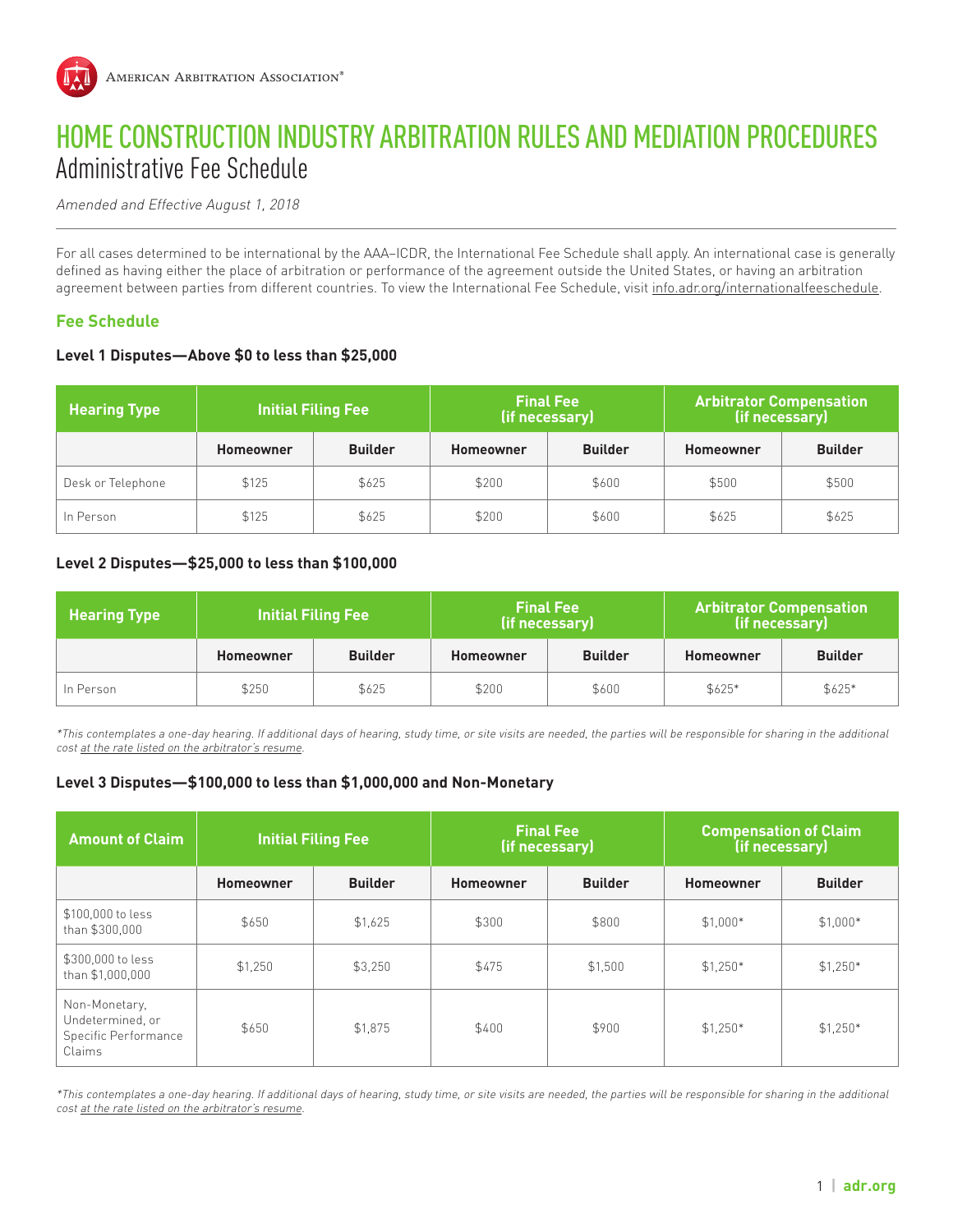# HOME CONSTRUCTION INDUSTRY ARBITRATION RULES AND MEDIATION PROCEDURES

## Administrative Fee Schedule

*Amended and Effective August 1, 2018*

For all cases determined to be international by the AAA–ICDR, the International Fee Schedule shall apply. An international case is generally defined as having either the place of arbitration or performance of the agreement outside the United States, or having an arbitration agreement between parties from different countries. To view the International Fee Schedule, visit info.adr.org/internationalfeeschedule.

### Fee Schedule

**Level 1 Disputes—Above $0 to less than $25,000**

| Hearing Type | Initial Filing Fee | | Final Fee (if necessary) | | Arbitrator Compensation (if necessary) | |
|---|---|---|---|---|---|---|
| | **Homeowner** | **Builder** | **Homeowner** | **Builder** | **Homeowner** | **Builder** |
| Desk or Telephone | $125 | $625 | $200 | $600 | $500 | $500 |
| In Person | $125 | $625 | $200 | $600 | $625 | $625 |

**Level 2 Disputes—$25,000 to less than $100,000**

| Hearing Type | Initial Filing Fee | | Final Fee (if necessary) | | Arbitrator Compensation (if necessary) | |
|---|---|---|---|---|---|---|
| | **Homeowner** | **Builder** | **Homeowner** | **Builder** | **Homeowner** | **Builder** |
| In Person | $250 | $625 | $200 | $600 | $625* | $625* |

*\*This contemplates a one-day hearing. If additional days of hearing, study time, or site visits are needed, the parties will be responsible for sharing in the additional cost at the rate listed on the arbitrator's resume.*

**Level 3 Disputes—$100,000 to less than $1,000,000 and Non-Monetary**

| Amount of Claim | Initial Filing Fee | | Final Fee (if necessary) | | Compensation of Claim (if necessary) | |
|---|---|---|---|---|---|---|
| | **Homeowner** | **Builder** | **Homeowner** | **Builder** | **Homeowner** | **Builder** |
| $100,000 to less than $300,000 | $650 | $1,625 | $300 | $800 | $1,000* | $1,000* |
| $300,000 to less than $1,000,000 | $1,250 | $3,250 | $475 | $1,500 | $1,250* | $1,250* |
| Non-Monetary, Undetermined, or Specific Performance Claims | $650 | $1,875 | $400 | $900 | $1,250* | $1,250* |

*\*This contemplates a one-day hearing. If additional days of hearing, study time, or site visits are needed, the parties will be responsible for sharing in the additional cost at the rate listed on the arbitrator's resume.*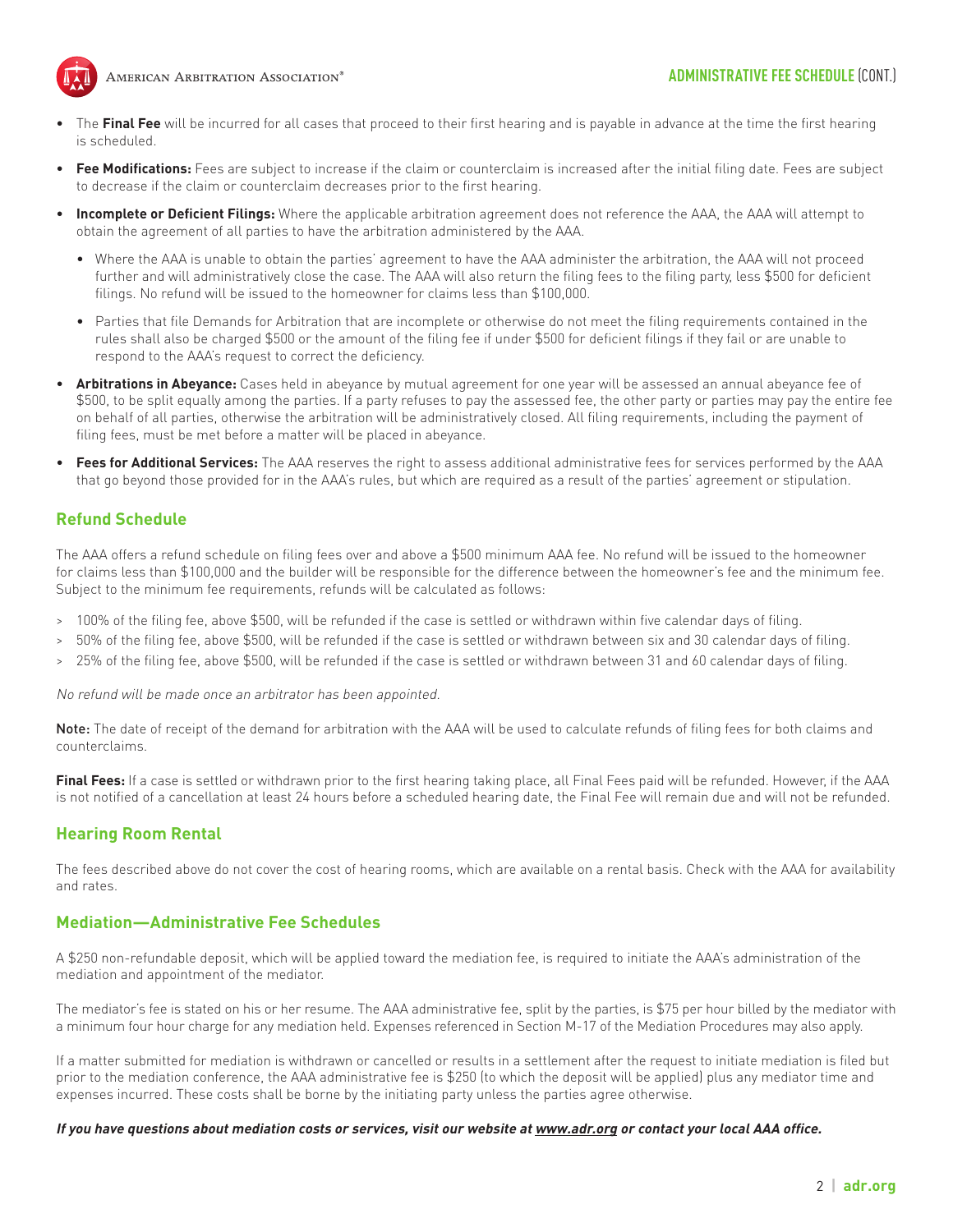- The **Final Fee** will be incurred for all cases that proceed to their first hearing and is payable in advance at the time the first hearing is scheduled.
- **Fee Modifications:** Fees are subject to increase if the claim or counterclaim is increased after the initial filing date. Fees are subject to decrease if the claim or counterclaim decreases prior to the first hearing.
- **Incomplete or Deficient Filings:** Where the applicable arbitration agreement does not reference the AAA, the AAA will attempt to obtain the agreement of all parties to have the arbitration administered by the AAA.
  - Where the AAA is unable to obtain the parties' agreement to have the AAA administer the arbitration, the AAA will not proceed further and will administratively close the case. The AAA will also return the filing fees to the filing party, less $500 for deficient filings. No refund will be issued to the homeowner for claims less than $100,000.
  - Parties that file Demands for Arbitration that are incomplete or otherwise do not meet the filing requirements contained in the rules shall also be charged $500 or the amount of the filing fee if under $500 for deficient filings if they fail or are unable to respond to the AAA's request to correct the deficiency.
- **Arbitrations in Abeyance:** Cases held in abeyance by mutual agreement for one year will be assessed an annual abeyance fee of $500, to be split equally among the parties. If a party refuses to pay the assessed fee, the other party or parties may pay the entire fee on behalf of all parties, otherwise the arbitration will be administratively closed. All filing requirements, including the payment of filing fees, must be met before a matter will be placed in abeyance.
- **Fees for Additional Services:** The AAA reserves the right to assess additional administrative fees for services performed by the AAA that go beyond those provided for in the AAA's rules, but which are required as a result of the parties' agreement or stipulation.

## Refund Schedule

The AAA offers a refund schedule on filing fees over and above a $500 minimum AAA fee. No refund will be issued to the homeowner for claims less than $100,000 and the builder will be responsible for the difference between the homeowner's fee and the minimum fee. Subject to the minimum fee requirements, refunds will be calculated as follows:

- 100% of the filing fee, above $500, will be refunded if the case is settled or withdrawn within five calendar days of filing.
- 50% of the filing fee, above $500, will be refunded if the case is settled or withdrawn between six and 30 calendar days of filing.
- 25% of the filing fee, above $500, will be refunded if the case is settled or withdrawn between 31 and 60 calendar days of filing.

*No refund will be made once an arbitrator has been appointed.*

**Note:** The date of receipt of the demand for arbitration with the AAA will be used to calculate refunds of filing fees for both claims and counterclaims.

**Final Fees:** If a case is settled or withdrawn prior to the first hearing taking place, all Final Fees paid will be refunded. However, if the AAA is not notified of a cancellation at least 24 hours before a scheduled hearing date, the Final Fee will remain due and will not be refunded.

## Hearing Room Rental

The fees described above do not cover the cost of hearing rooms, which are available on a rental basis. Check with the AAA for availability and rates.

## Mediation—Administrative Fee Schedules

A $250 non-refundable deposit, which will be applied toward the mediation fee, is required to initiate the AAA's administration of the mediation and appointment of the mediator.

The mediator's fee is stated on his or her resume. The AAA administrative fee, split by the parties, is $75 per hour billed by the mediator with a minimum four hour charge for any mediation held. Expenses referenced in Section M-17 of the Mediation Procedures may also apply.

If a matter submitted for mediation is withdrawn or cancelled or results in a settlement after the request to initiate mediation is filed but prior to the mediation conference, the AAA administrative fee is $250 (to which the deposit will be applied) plus any mediator time and expenses incurred. These costs shall be borne by the initiating party unless the parties agree otherwise.

***If you have questions about mediation costs or services, visit our website at www.adr.org or contact your local AAA office.***